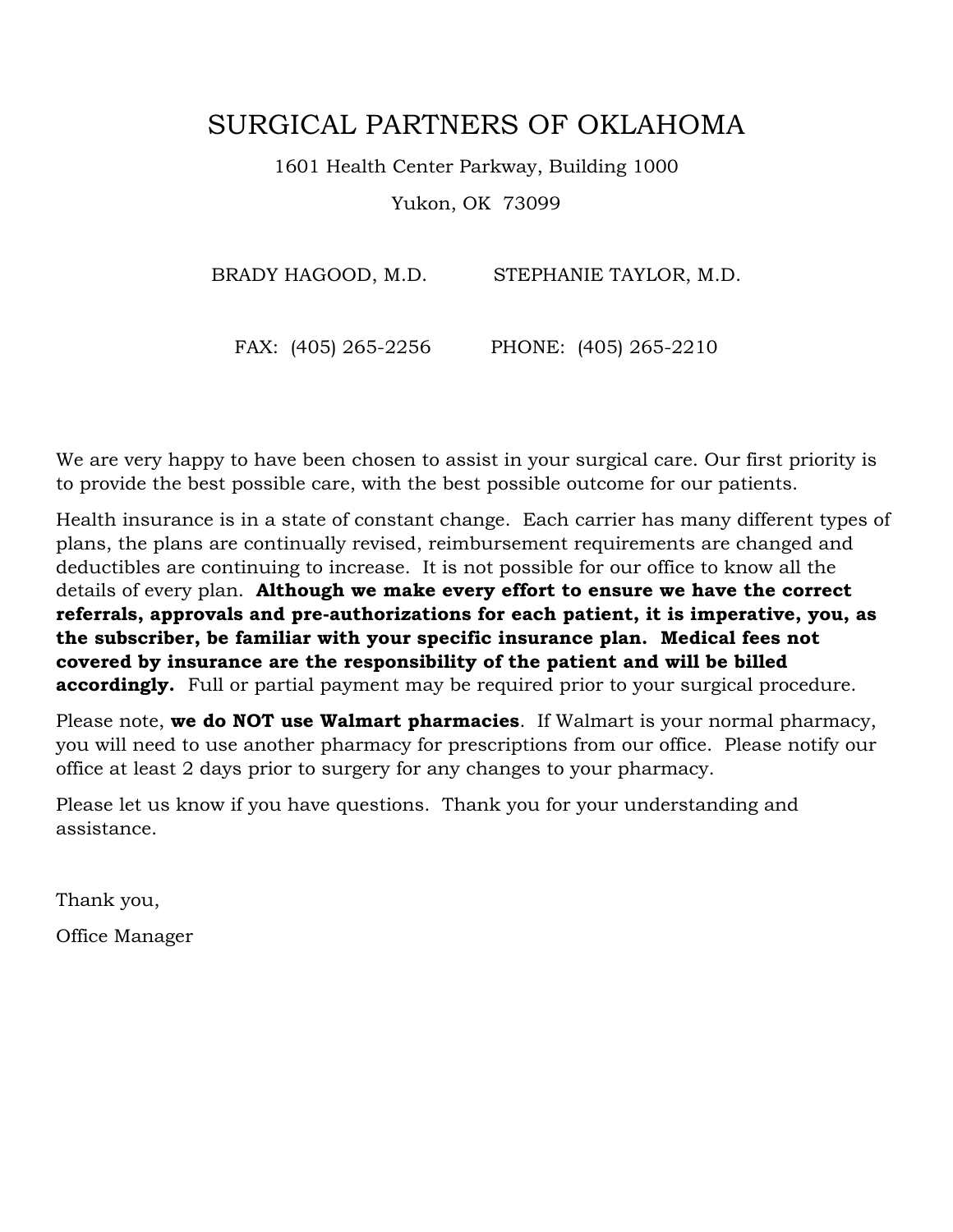# SURGICAL PARTNERS OF OKLAHOMA

1601 Health Center Parkway, Building 1000

Yukon, OK 73099

BRADY HAGOOD, M.D. STEPHANIE TAYLOR, M.D.

FAX: (405) 265-2256 PHONE: (405) 265-2210

We are very happy to have been chosen to assist in your surgical care. Our first priority is to provide the best possible care, with the best possible outcome for our patients.

Health insurance is in a state of constant change. Each carrier has many different types of plans, the plans are continually revised, reimbursement requirements are changed and deductibles are continuing to increase. It is not possible for our office to know all the details of every plan. **Although we make every effort to ensure we have the correct referrals, approvals and pre-authorizations for each patient, it is imperative, you, as the subscriber, be familiar with your specific insurance plan. Medical fees not covered by insurance are the responsibility of the patient and will be billed accordingly.** Full or partial payment may be required prior to your surgical procedure.

Please note, **we do NOT use Walmart pharmacies**. If Walmart is your normal pharmacy, you will need to use another pharmacy for prescriptions from our office. Please notify our office at least 2 days prior to surgery for any changes to your pharmacy.

Please let us know if you have questions. Thank you for your understanding and assistance.

Thank you,

Office Manager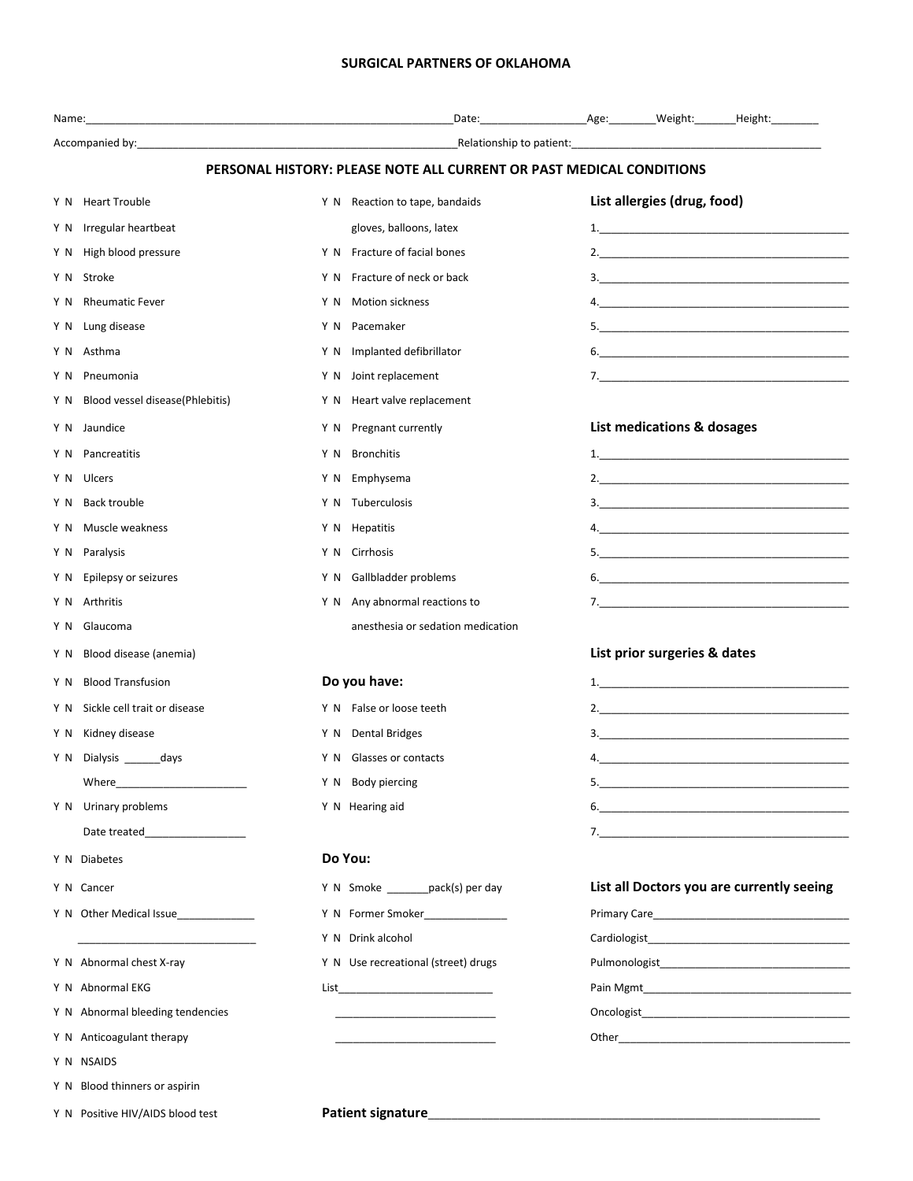# SURGICAL PARTNERS OF OKLAHOMA

Name:______________________________________________________________Date:_________________Age:_______Weight:_______Height:________

Accompanied by:_____________________________________________________Relationship to patient:________________________________________

## PERSONAL HISTORY: PLEASE NOTE ALL CURRENT OR PAST MEDICAL CONDITIONS

Y N Heart Trouble

Y N Irregular heartbeat

Y N High blood pressure

Y N Stroke

Y N Rheumatic Fever

Y N Lung disease

Y N Asthma

Y N Pneumonia

Y N Blood vessel disease(Phlebitis)

Y N Jaundice

Y N Pancreatitis

Y N Ulcers

Y N Back trouble

Y N Muscle weakness

Y N Paralysis

Y N Epilepsy or seizures

Y N Arthritis

Y N Glaucoma

Y N Blood disease (anemia)

Y N Blood Transfusion

Y N Sickle cell trait or disease

Y N Kidney disease

Y N Dialysis ______days

Where______________________

Y N Urinary problems

Date treated________________

Y N Diabetes

Y N Cancer

Y N Other Medical Issue_____________

_____________________________

Y N Abnormal chest X-ray

Y N Abnormal EKG

Y N Abnormal bleeding tendencies

Y N Anticoagulant therapy

Y N NSAIDS

Y N Blood thinners or aspirin

Y N Positive HIV/AIDS blood test

Y N Reaction to tape, bandaids gloves, balloons, latex

Y N Fracture of facial bones

Y N Fracture of neck or back

Y N Motion sickness

Y N Pacemaker

Y N Implanted defibrillator

Y N Joint replacement

Y N Heart valve replacement

Y N Pregnant currently

Y N Bronchitis

Y N Emphysema

Y N Tuberculosis

Y N Hepatitis

Y N Cirrhosis

Y N Gallbladder problems

Y N Any abnormal reactions to anesthesia or sedation medication

### Do you have:

Y N False or loose teeth

Y N Dental Bridges

Y N Glasses or contacts

Y N Body piercing

Y N Hearing aid

### Do You:

Y N Smoke _______pack(s) per day

Y N Former Smoker______________

Y N Drink alcohol

Y N Use recreational (street) drugs

List__________________________

__________________________

__________________________

### List allergies (drug, food)

1.__________________________________________
2.__________________________________________
3.__________________________________________
4.__________________________________________
5.__________________________________________
6.__________________________________________
7.__________________________________________

### List medications & dosages

1.__________________________________________
2.__________________________________________
3.__________________________________________
4.__________________________________________
5.__________________________________________
6.__________________________________________
7.__________________________________________

### List prior surgeries & dates

1.__________________________________________
2.__________________________________________
3.__________________________________________
4.__________________________________________
5.__________________________________________
6.__________________________________________
7.__________________________________________

### List all Doctors you are currently seeing

Primary Care__________________________________

Cardiologist___________________________________

Pulmonologist_________________________________

Pain Mgmt____________________________________

Oncologist____________________________________

Other_______________________________________

**Patient signature**___________________________________________________________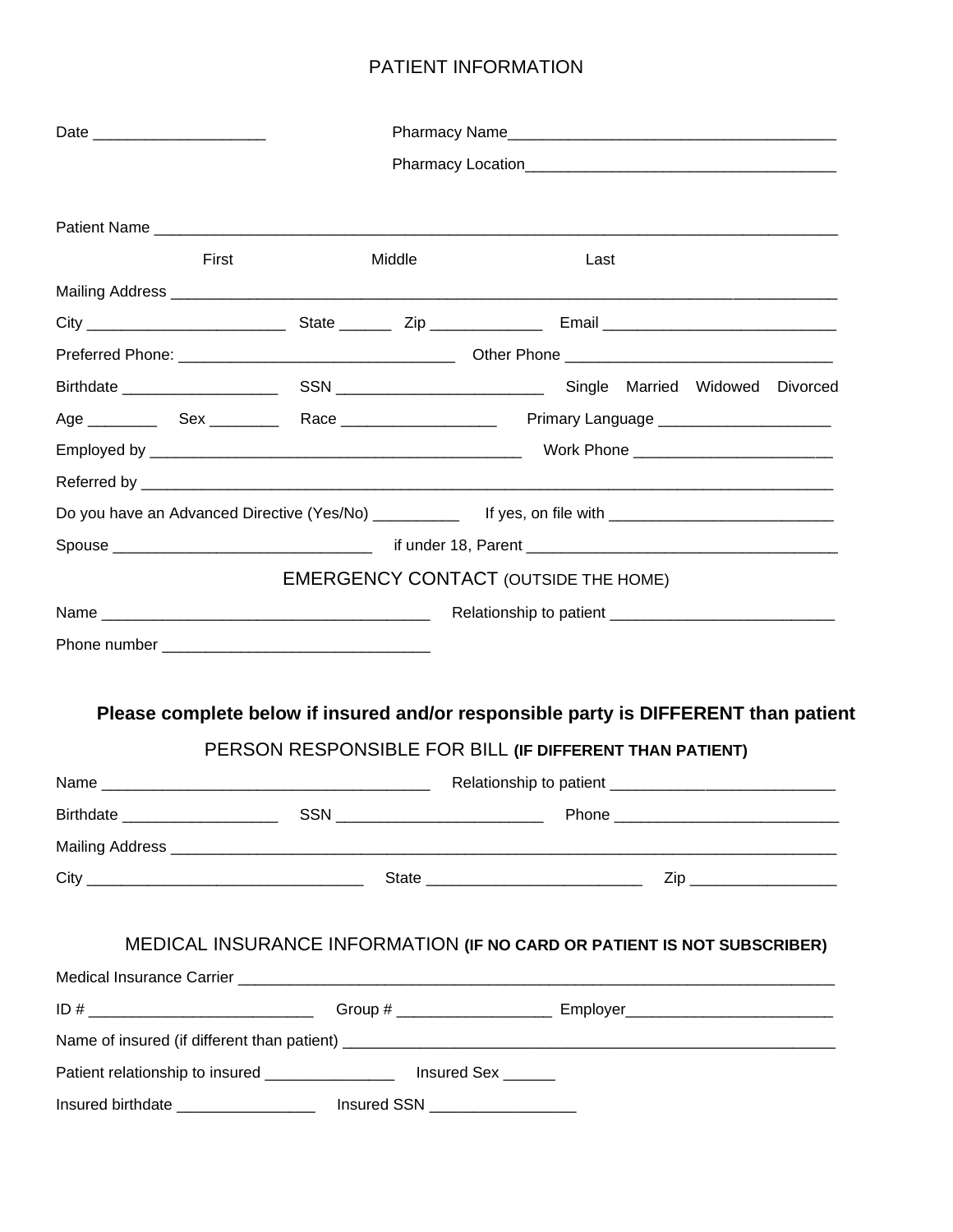# PATIENT INFORMATION

Date ____________________ Pharmacy Name______________________________________

Pharmacy Location___________________________________

Patient Name ______________________________________________________________________________

First Middle Last

Mailing Address ____________________________________________________________________________

City _______________________ State ______ Zip _____________ Email __________________________

Preferred Phone: ________________________________ Other Phone ______________________________

Birthdate __________________ SSN ________________________ Single Married Widowed Divorced

Age ________ Sex ________ Race __________________ Primary Language ____________________

Employed by ___________________________________________ Work Phone _______________________

Referred by ___________________________________________________________________________________

Do you have an Advanced Directive (Yes/No) __________ If yes, on file with __________________________

Spouse ______________________________ if under 18, Parent ____________________________________

## EMERGENCY CONTACT (OUTSIDE THE HOME)

Name ______________________________________ Relationship to patient __________________________

Phone number ______________________________

**Please complete below if insured and/or responsible party is DIFFERENT than patient**

## PERSON RESPONSIBLE FOR BILL **(IF DIFFERENT THAN PATIENT)**

Name ______________________________________ Relationship to patient __________________________

Birthdate __________________ SSN ________________________ Phone __________________________

Mailing Address ____________________________________________________________________________

City ________________________________ State _________________________ Zip _________________

## MEDICAL INSURANCE INFORMATION **(IF NO CARD OR PATIENT IS NOT SUBSCRIBER)**

Medical Insurance Carrier ______________________________________________________________________

ID # __________________________ Group # __________________ Employer________________________

Name of insured (if different than patient) ___________________________________________________________

Patient relationship to insured _______________ Insured Sex ______

Insured birthdate ________________ Insured SSN _________________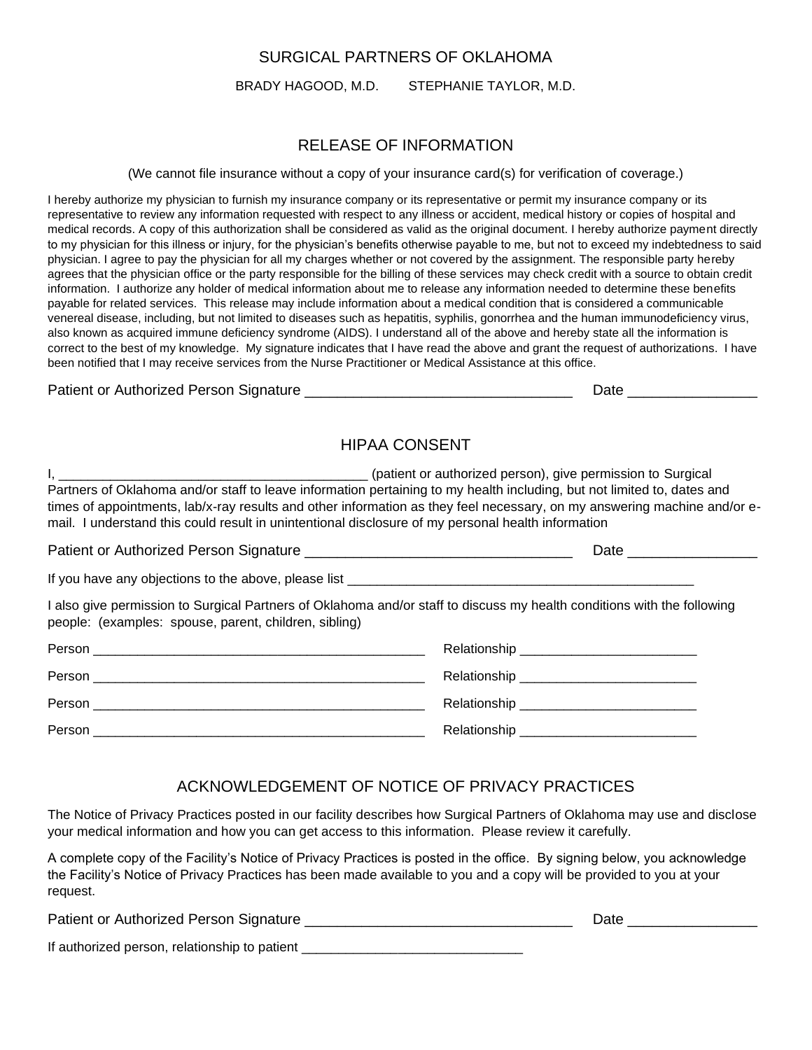# SURGICAL PARTNERS OF OKLAHOMA

BRADY HAGOOD, M.D. STEPHANIE TAYLOR, M.D.

## RELEASE OF INFORMATION

(We cannot file insurance without a copy of your insurance card(s) for verification of coverage.)

I hereby authorize my physician to furnish my insurance company or its representative or permit my insurance company or its representative to review any information requested with respect to any illness or accident, medical history or copies of hospital and medical records. A copy of this authorization shall be considered as valid as the original document. I hereby authorize payment directly to my physician for this illness or injury, for the physician's benefits otherwise payable to me, but not to exceed my indebtedness to said physician. I agree to pay the physician for all my charges whether or not covered by the assignment. The responsible party hereby agrees that the physician office or the party responsible for the billing of these services may check credit with a source to obtain credit information. I authorize any holder of medical information about me to release any information needed to determine these benefits payable for related services. This release may include information about a medical condition that is considered a communicable venereal disease, including, but not limited to diseases such as hepatitis, syphilis, gonorrhea and the human immunodeficiency virus, also known as acquired immune deficiency syndrome (AIDS). I understand all of the above and hereby state all the information is correct to the best of my knowledge. My signature indicates that I have read the above and grant the request of authorizations. I have been notified that I may receive services from the Nurse Practitioner or Medical Assistance at this office.

Patient or Authorized Person Signature ________________________________ Date _______________

## HIPAA CONSENT

I, _________________________________________ (patient or authorized person), give permission to Surgical Partners of Oklahoma and/or staff to leave information pertaining to my health including, but not limited to, dates and times of appointments, lab/x-ray results and other information as they feel necessary, on my answering machine and/or e-mail. I understand this could result in unintentional disclosure of my personal health information

Patient or Authorized Person Signature ________________________________ Date _______________

If you have any objections to the above, please list _______________________________________________

I also give permission to Surgical Partners of Oklahoma and/or staff to discuss my health conditions with the following people: (examples: spouse, parent, children, sibling)

Person ______________________________________________ Relationship _______________________

Person ______________________________________________ Relationship _______________________

Person ______________________________________________ Relationship _______________________

Person ______________________________________________ Relationship _______________________

## ACKNOWLEDGEMENT OF NOTICE OF PRIVACY PRACTICES

The Notice of Privacy Practices posted in our facility describes how Surgical Partners of Oklahoma may use and disclose your medical information and how you can get access to this information. Please review it carefully.

A complete copy of the Facility's Notice of Privacy Practices is posted in the office. By signing below, you acknowledge the Facility's Notice of Privacy Practices has been made available to you and a copy will be provided to you at your request.

Patient or Authorized Person Signature ________________________________ Date _______________

If authorized person, relationship to patient _____________________________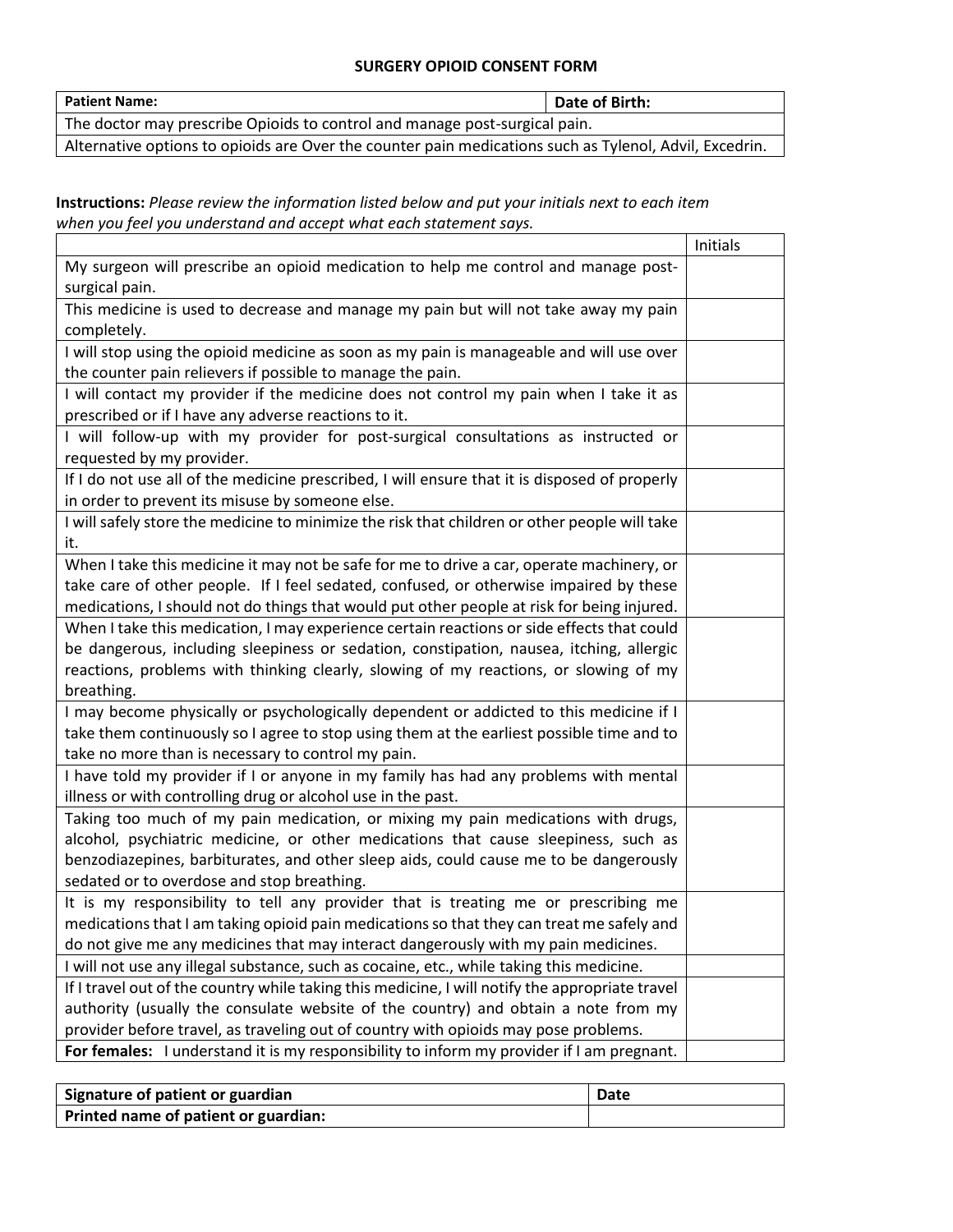# SURGERY OPIOID CONSENT FORM

| **Patient Name:** | **Date of Birth:** |
|---|---|
| The doctor may prescribe Opioids to control and manage post-surgical pain. | |
| Alternative options to opioids are Over the counter pain medications such as Tylenol, Advil, Excedrin. | |

**Instructions:** *Please review the information listed below and put your initials next to each item when you feel you understand and accept what each statement says.*

| | Initials |
|---|---|
| My surgeon will prescribe an opioid medication to help me control and manage post-surgical pain. | |
| This medicine is used to decrease and manage my pain but will not take away my pain completely. | |
| I will stop using the opioid medicine as soon as my pain is manageable and will use over the counter pain relievers if possible to manage the pain. | |
| I will contact my provider if the medicine does not control my pain when I take it as prescribed or if I have any adverse reactions to it. | |
| I will follow-up with my provider for post-surgical consultations as instructed or requested by my provider. | |
| If I do not use all of the medicine prescribed, I will ensure that it is disposed of properly in order to prevent its misuse by someone else. | |
| I will safely store the medicine to minimize the risk that children or other people will take it. | |
| When I take this medicine it may not be safe for me to drive a car, operate machinery, or take care of other people. If I feel sedated, confused, or otherwise impaired by these medications, I should not do things that would put other people at risk for being injured. | |
| When I take this medication, I may experience certain reactions or side effects that could be dangerous, including sleepiness or sedation, constipation, nausea, itching, allergic reactions, problems with thinking clearly, slowing of my reactions, or slowing of my breathing. | |
| I may become physically or psychologically dependent or addicted to this medicine if I take them continuously so I agree to stop using them at the earliest possible time and to take no more than is necessary to control my pain. | |
| I have told my provider if I or anyone in my family has had any problems with mental illness or with controlling drug or alcohol use in the past. | |
| Taking too much of my pain medication, or mixing my pain medications with drugs, alcohol, psychiatric medicine, or other medications that cause sleepiness, such as benzodiazepines, barbiturates, and other sleep aids, could cause me to be dangerously sedated or to overdose and stop breathing. | |
| It is my responsibility to tell any provider that is treating me or prescribing me medications that I am taking opioid pain medications so that they can treat me safely and do not give me any medicines that may interact dangerously with my pain medicines. | |
| I will not use any illegal substance, such as cocaine, etc., while taking this medicine. | |
| If I travel out of the country while taking this medicine, I will notify the appropriate travel authority (usually the consulate website of the country) and obtain a note from my provider before travel, as traveling out of country with opioids may pose problems. | |
| **For females:** I understand it is my responsibility to inform my provider if I am pregnant. | |

| **Signature of patient or guardian** | **Date** |
|---|---|
| **Printed name of patient or guardian:** | |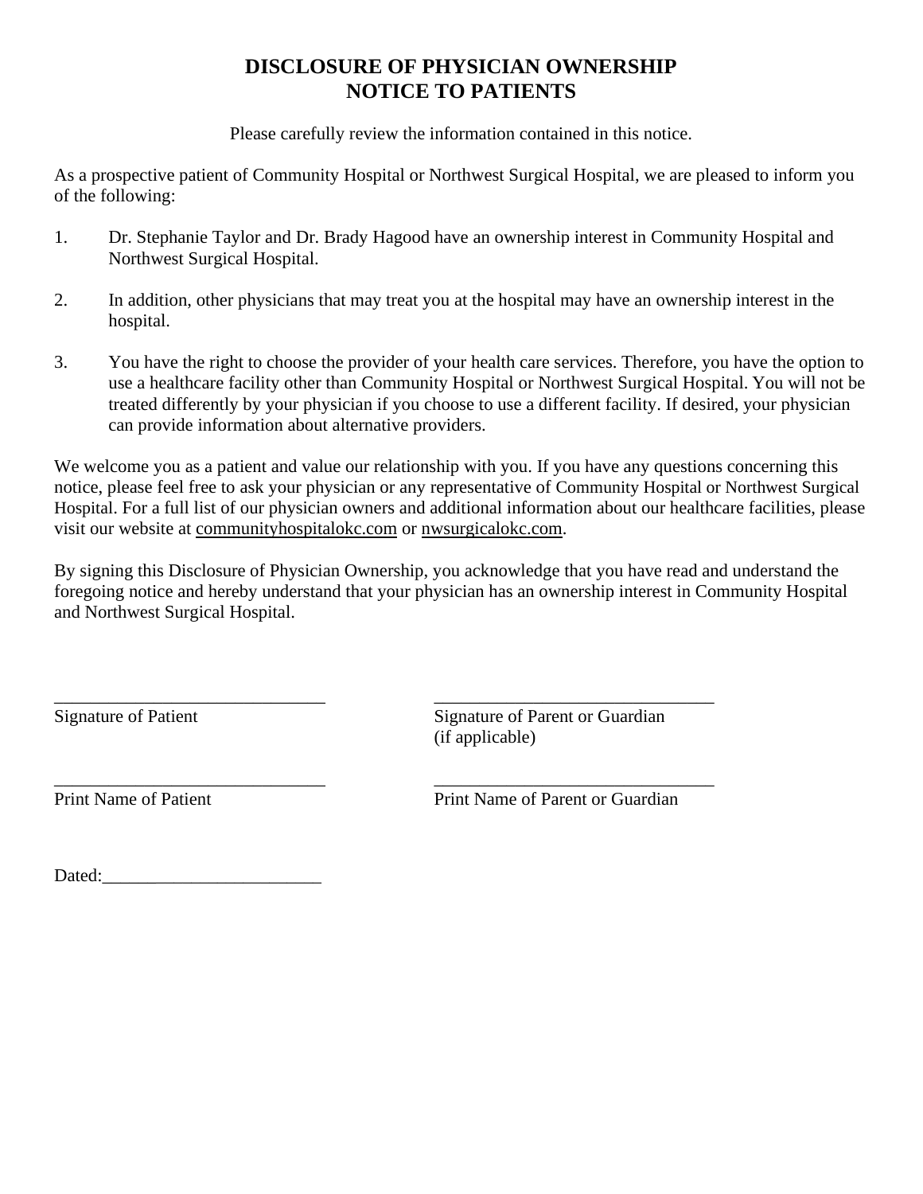# DISCLOSURE OF PHYSICIAN OWNERSHIP
# NOTICE TO PATIENTS

Please carefully review the information contained in this notice.

As a prospective patient of Community Hospital or Northwest Surgical Hospital, we are pleased to inform you of the following:

1. Dr. Stephanie Taylor and Dr. Brady Hagood have an ownership interest in Community Hospital and Northwest Surgical Hospital.

2. In addition, other physicians that may treat you at the hospital may have an ownership interest in the hospital.

3. You have the right to choose the provider of your health care services. Therefore, you have the option to use a healthcare facility other than Community Hospital or Northwest Surgical Hospital. You will not be treated differently by your physician if you choose to use a different facility. If desired, your physician can provide information about alternative providers.

We welcome you as a patient and value our relationship with you. If you have any questions concerning this notice, please feel free to ask your physician or any representative of Community Hospital or Northwest Surgical Hospital. For a full list of our physician owners and additional information about our healthcare facilities, please visit our website at communityhospitalokc.com or nwsurgicalokc.com.

By signing this Disclosure of Physician Ownership, you acknowledge that you have read and understand the foregoing notice and hereby understand that your physician has an ownership interest in Community Hospital and Northwest Surgical Hospital.

______________________________
Signature of Patient

______________________________
Signature of Parent or Guardian (if applicable)

______________________________
Print Name of Patient

______________________________
Print Name of Parent or Guardian

Dated:________________________